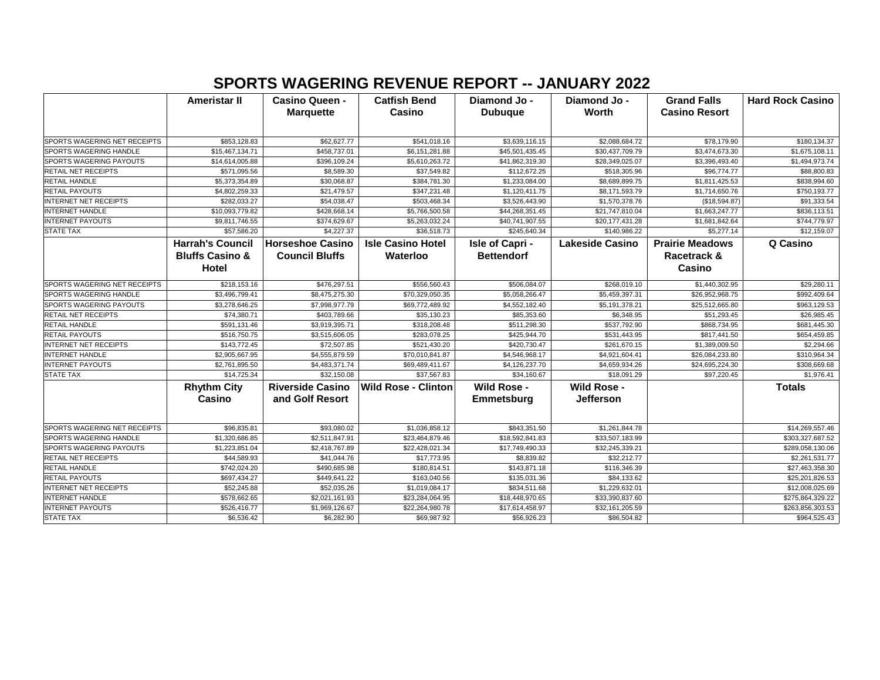# SPORTS WAGERING REVENUE REPORT -- JANUARY 2022

| | Ameristar II | Casino Queen - Marquette | Catfish Bend Casino | Diamond Jo - Dubuque | Diamond Jo - Worth | Grand Falls Casino Resort | Hard Rock Casino |
|---|---|---|---|---|---|---|---|
| SPORTS WAGERING NET RECEIPTS | $853,128.83 | $62,627.77 | $541,018.16 | $3,639,116.15 | $2,088,684.72 | $78,179.90 | $180,134.37 |
| SPORTS WAGERING HANDLE | $15,467,134.71 | $458,737.01 | $6,151,281.88 | $45,501,435.45 | $30,437,709.79 | $3,474,673.30 | $1,675,108.11 |
| SPORTS WAGERING PAYOUTS | $14,614,005.88 | $396,109.24 | $5,610,263.72 | $41,862,319.30 | $28,349,025.07 | $3,396,493.40 | $1,494,973.74 |
| RETAIL NET RECEIPTS | $571,095.56 | $8,589.30 | $37,549.82 | $112,672.25 | $518,305.96 | $96,774.77 | $88,800.83 |
| RETAIL HANDLE | $5,373,354.89 | $30,068.87 | $384,781.30 | $1,233,084.00 | $8,689,899.75 | $1,811,425.53 | $838,994.60 |
| RETAIL PAYOUTS | $4,802,259.33 | $21,479.57 | $347,231.48 | $1,120,411.75 | $8,171,593.79 | $1,714,650.76 | $750,193.77 |
| INTERNET NET RECEIPTS | $282,033.27 | $54,038.47 | $503,468.34 | $3,526,443.90 | $1,570,378.76 | ($18,594.87) | $91,333.54 |
| INTERNET HANDLE | $10,093,779.82 | $428,668.14 | $5,766,500.58 | $44,268,351.45 | $21,747,810.04 | $1,663,247.77 | $836,113.51 |
| INTERNET PAYOUTS | $9,811,746.55 | $374,629.67 | $5,263,032.24 | $40,741,907.55 | $20,177,431.28 | $1,681,842.64 | $744,779.97 |
| STATE TAX | $57,586.20 | $4,227.37 | $36,518.73 | $245,640.34 | $140,986.22 | $5,277.14 | $12,159.07 |
| | **Harrah's Council Bluffs Casino & Hotel** | **Horseshoe Casino Council Bluffs** | **Isle Casino Hotel Waterloo** | **Isle of Capri - Bettendorf** | **Lakeside Casino** | **Prairie Meadows Racetrack & Casino** | **Q Casino** |
| SPORTS WAGERING NET RECEIPTS | $218,153.16 | $476,297.51 | $556,560.43 | $506,084.07 | $268,019.10 | $1,440,302.95 | $29,280.11 |
| SPORTS WAGERING HANDLE | $3,496,799.41 | $8,475,275.30 | $70,329,050.35 | $5,058,266.47 | $5,459,397.31 | $26,952,968.75 | $992,409.64 |
| SPORTS WAGERING PAYOUTS | $3,278,646.25 | $7,998,977.79 | $69,772,489.92 | $4,552,182.40 | $5,191,378.21 | $25,512,665.80 | $963,129.53 |
| RETAIL NET RECEIPTS | $74,380.71 | $403,789.66 | $35,130.23 | $85,353.60 | $6,348.95 | $51,293.45 | $26,985.45 |
| RETAIL HANDLE | $591,131.46 | $3,919,395.71 | $318,208.48 | $511,298.30 | $537,792.90 | $868,734.95 | $681,445.30 |
| RETAIL PAYOUTS | $516,750.75 | $3,515,606.05 | $283,078.25 | $425,944.70 | $531,443.95 | $817,441.50 | $654,459.85 |
| INTERNET NET RECEIPTS | $143,772.45 | $72,507.85 | $521,430.20 | $420,730.47 | $261,670.15 | $1,389,009.50 | $2,294.66 |
| INTERNET HANDLE | $2,905,667.95 | $4,555,879.59 | $70,010,841.87 | $4,546,968.17 | $4,921,604.41 | $26,084,233.80 | $310,964.34 |
| INTERNET PAYOUTS | $2,761,895.50 | $4,483,371.74 | $69,489,411.67 | $4,126,237.70 | $4,659,934.26 | $24,695,224.30 | $308,669.68 |
| STATE TAX | $14,725.34 | $32,150.08 | $37,567.83 | $34,160.67 | $18,091.29 | $97,220.45 | $1,976.41 |
| | **Rhythm City Casino** | **Riverside Casino and Golf Resort** | **Wild Rose - Clinton** | **Wild Rose - Emmetsburg** | **Wild Rose - Jefferson** | | **Totals** |
| SPORTS WAGERING NET RECEIPTS | $96,835.81 | $93,080.02 | $1,036,858.12 | $843,351.50 | $1,261,844.78 | | $14,269,557.46 |
| SPORTS WAGERING HANDLE | $1,320,686.85 | $2,511,847.91 | $23,464,879.46 | $18,592,841.83 | $33,507,183.99 | | $303,327,687.52 |
| SPORTS WAGERING PAYOUTS | $1,223,851.04 | $2,418,767.89 | $22,428,021.34 | $17,749,490.33 | $32,245,339.21 | | $289,058,130.06 |
| RETAIL NET RECEIPTS | $44,589.93 | $41,044.76 | $17,773.95 | $8,839.82 | $32,212.77 | | $2,261,531.77 |
| RETAIL HANDLE | $742,024.20 | $490,685.98 | $180,814.51 | $143,871.18 | $116,346.39 | | $27,463,358.30 |
| RETAIL PAYOUTS | $697,434.27 | $449,641.22 | $163,040.56 | $135,031.36 | $84,133.62 | | $25,201,826.53 |
| INTERNET NET RECEIPTS | $52,245.88 | $52,035.26 | $1,019,084.17 | $834,511.68 | $1,229,632.01 | | $12,008,025.69 |
| INTERNET HANDLE | $578,662.65 | $2,021,161.93 | $23,284,064.95 | $18,448,970.65 | $33,390,837.60 | | $275,864,329.22 |
| INTERNET PAYOUTS | $526,416.77 | $1,969,126.67 | $22,264,980.78 | $17,614,458.97 | $32,161,205.59 | | $263,856,303.53 |
| STATE TAX | $6,536.42 | $6,282.90 | $69,987.92 | $56,926.23 | $86,504.82 | | $964,525.43 |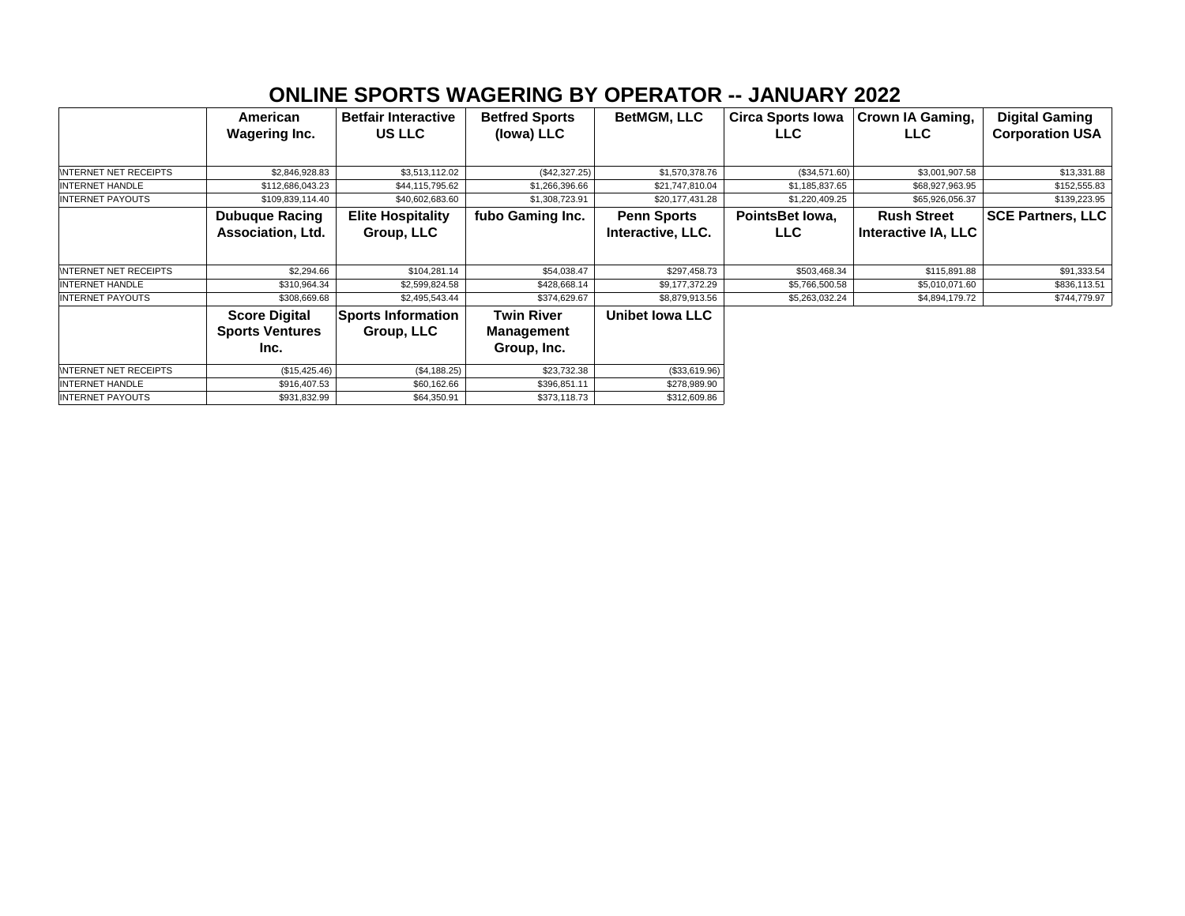# ONLINE SPORTS WAGERING BY OPERATOR -- JANUARY 2022

| | American Wagering Inc. | Betfair Interactive US LLC | Betfred Sports (Iowa) LLC | BetMGM, LLC | Circa Sports Iowa LLC | Crown IA Gaming, LLC | Digital Gaming Corporation USA |
|---|---|---|---|---|---|---|---|
| \NTERNET NET RECEIPTS | $2,846,928.83 | $3,513,112.02 | ($42,327.25) | $1,570,378.76 | ($34,571.60) | $3,001,907.58 | $13,331.88 |
| INTERNET HANDLE | $112,686,043.23 | $44,115,795.62 | $1,266,396.66 | $21,747,810.04 | $1,185,837.65 | $68,927,963.95 | $152,555.83 |
| INTERNET PAYOUTS | $109,839,114.40 | $40,602,683.60 | $1,308,723.91 | $20,177,431.28 | $1,220,409.25 | $65,926,056.37 | $139,223.95 |
| | **Dubuque Racing Association, Ltd.** | **Elite Hospitality Group, LLC** | **fubo Gaming Inc.** | **Penn Sports Interactive, LLC.** | **PointsBet Iowa, LLC** | **Rush Street Interactive IA, LLC** | **SCE Partners, LLC** |
| \NTERNET NET RECEIPTS | $2,294.66 | $104,281.14 | $54,038.47 | $297,458.73 | $503,468.34 | $115,891.88 | $91,333.54 |
| INTERNET HANDLE | $310,964.34 | $2,599,824.58 | $428,668.14 | $9,177,372.29 | $5,766,500.58 | $5,010,071.60 | $836,113.51 |
| INTERNET PAYOUTS | $308,669.68 | $2,495,543.44 | $374,629.67 | $8,879,913.56 | $5,263,032.24 | $4,894,179.72 | $744,779.97 |
| | **Score Digital Sports Ventures Inc.** | **Sports Information Group, LLC** | **Twin River Management Group, Inc.** | **Unibet Iowa LLC** | | | |
| \NTERNET NET RECEIPTS | ($15,425.46) | ($4,188.25) | $23,732.38 | ($33,619.96) | | | |
| INTERNET HANDLE | $916,407.53 | $60,162.66 | $396,851.11 | $278,989.90 | | | |
| INTERNET PAYOUTS | $931,832.99 | $64,350.91 | $373,118.73 | $312,609.86 | | | |